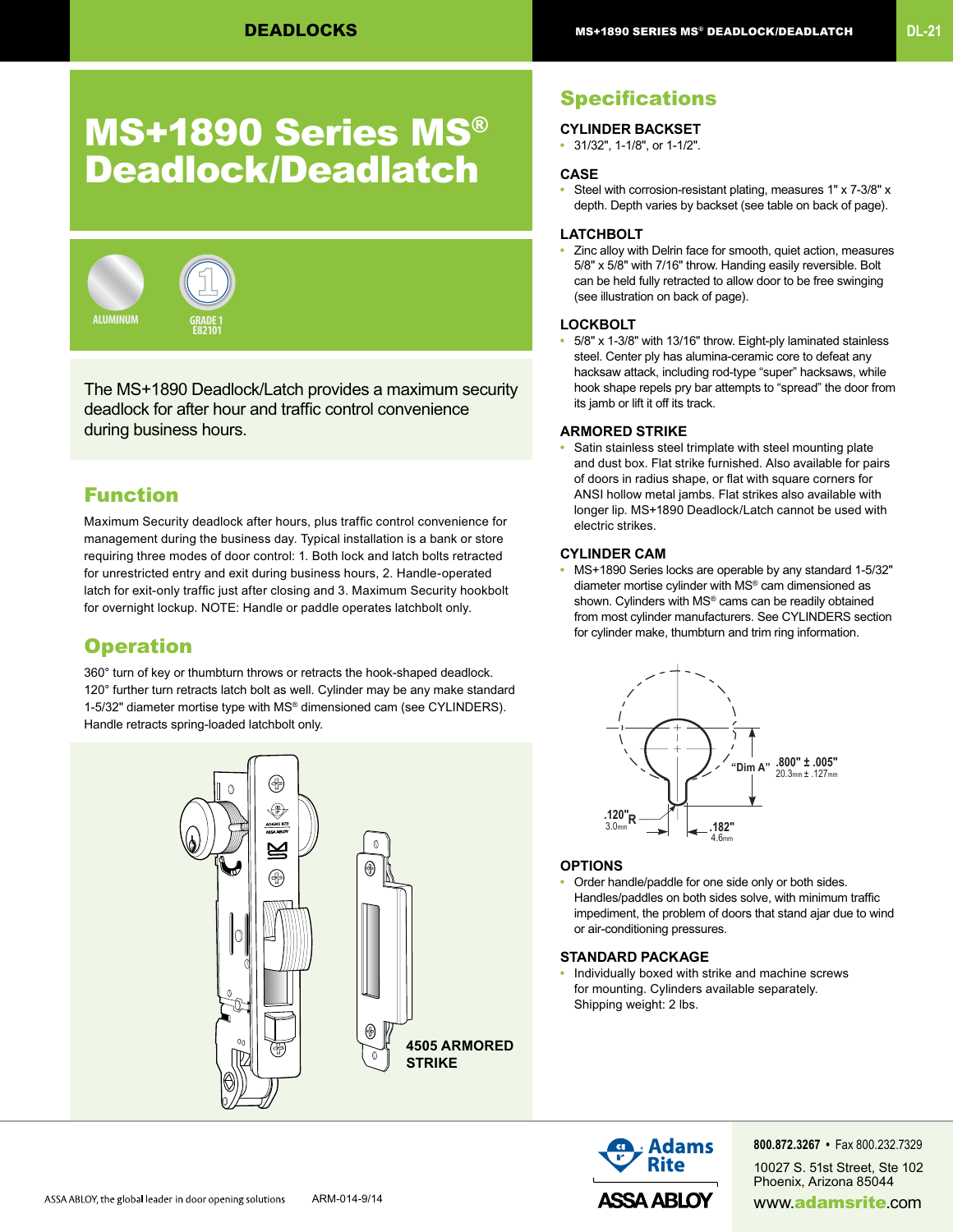# MS+1890 Series MS® Deadlock/Deadlatch

ALUMINUM

GRADE 1 E82101

The MS+1890 Deadlock/Latch provides a maximum security deadlock for after hour and traffic control convenience during business hours.

## Function

Maximum Security deadlock after hours, plus traffic control convenience for management during the business day. Typical installation is a bank or store requiring three modes of door control: 1. Both lock and latch bolts retracted for unrestricted entry and exit during business hours, 2. Handle-operated latch for exit-only traffic just after closing and 3. Maximum Security hookbolt for overnight lockup. NOTE: Handle or paddle operates latchbolt only.

## Operation

360° turn of key or thumbturn throws or retracts the hook-shaped deadlock. 120° further turn retracts latch bolt as well. Cylinder may be any make standard 1-5/32" diameter mortise type with MS® dimensioned cam (see CYLINDERS). Handle retracts spring-loaded latchbolt only.

4505 ARMORED STRIKE

## Specifications

### CYLINDER BACKSET

- 31/32", 1-1/8", or 1-1/2".

### CASE

- Steel with corrosion-resistant plating, measures 1" x 7-3/8" x depth. Depth varies by backset (see table on back of page).

### LATCHBOLT

- Zinc alloy with Delrin face for smooth, quiet action, measures 5/8" x 5/8" with 7/16" throw. Handing easily reversible. Bolt can be held fully retracted to allow door to be free swinging (see illustration on back of page).

### LOCKBOLT

- 5/8" x 1-3/8" with 13/16" throw. Eight-ply laminated stainless steel. Center ply has alumina-ceramic core to defeat any hacksaw attack, including rod-type "super" hacksaws, while hook shape repels pry bar attempts to "spread" the door from its jamb or lift it off its track.

### ARMORED STRIKE

- Satin stainless steel trimplate with steel mounting plate and dust box. Flat strike furnished. Also available for pairs of doors in radius shape, or flat with square corners for ANSI hollow metal jambs. Flat strikes also available with longer lip. MS+1890 Deadlock/Latch cannot be used with electric strikes.

### CYLINDER CAM

- MS+1890 Series locks are operable by any standard 1-5/32" diameter mortise cylinder with MS® cam dimensioned as shown. Cylinders with MS® cams can be readily obtained from most cylinder manufacturers. See CYLINDERS section for cylinder make, thumbturn and trim ring information.

"Dim A" .800" ± .005" 20.3mm ± .127mm

.120" R 3.0mm

.182" 4.6mm

### OPTIONS

- Order handle/paddle for one side only or both sides. Handles/paddles on both sides solve, with minimum traffic impediment, the problem of doors that stand ajar due to wind or air-conditioning pressures.

### STANDARD PACKAGE

- Individually boxed with strike and machine screws for mounting. Cylinders available separately. Shipping weight: 2 lbs.

ASSA ABLOY, the global leader in door opening solutions ARM-014-9/14

Adams Rite ASSA ABLOY

800.872.3267 • Fax 800.232.7329
10027 S. 51st Street, Ste 102
Phoenix, Arizona 85044
www.adamsrite.com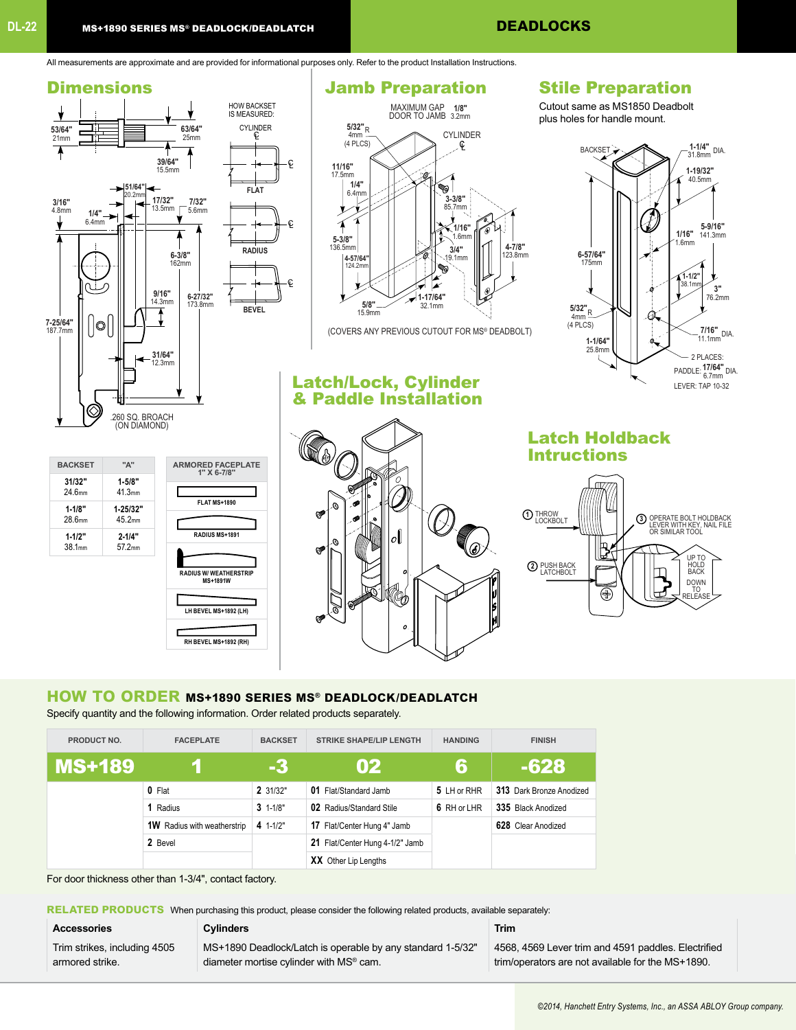# DEADLOCKS

## MS+1890 SERIES MS® DEADLOCK/DEADLATCH

All measurements are approximate and are provided for informational purposes only. Refer to the product Installation Instructions.

## Dimensions

53/64" 21mm
63/64" 25mm
39/64" 15.5mm
51/64" 20.2mm
3/16" 4.8mm
1/4" 6.4mm
17/32" 13.5mm
7/32" 5.6mm
6-3/8" 162mm
9/16" 14.3mm
6-27/32" 173.8mm
7-25/64" 187.7mm
31/64" 12.3mm
.260 SQ. BROACH (ON DIAMOND)

HOW BACKSET IS MEASURED:
CYLINDER ℄
FLAT
RADIUS
BEVEL

| BACKSET | "A" |
|---|---|
| 31/32" 24.6mm | 1-5/8" 41.3mm |
| 1-1/8" 28.6mm | 1-25/32" 45.2mm |
| 1-1/2" 38.1mm | 2-1/4" 57.2mm |

ARMORED FACEPLATE 1" X 6-7/8"
- FLAT MS+1890
- RADIUS MS+1891
- RADIUS W/ WEATHERSTRIP MS+1891W
- LH BEVEL MS+1892 (LH)
- RH BEVEL MS+1892 (RH)

## Jamb Preparation

MAXIMUM GAP DOOR TO JAMB 1/8" 3.2mm
5/32" R 4mm (4 PLCS)
CYLINDER ℄
11/16" 17.5mm
1/4" 6.4mm
3-3/8" 85.7mm
1/16" 1.6mm
5-3/8" 136.5mm
4-57/64" 124.2mm
3/4" 19.1mm
4-7/8" 123.8mm
5/8" 15.9mm
1-17/64" 32.1mm

(COVERS ANY PREVIOUS CUTOUT FOR MS® DEADBOLT)

## Stile Preparation

Cutout same as MS1850 Deadbolt plus holes for handle mount.

BACKSET
1-1/4" DIA. 31.8mm
1-19/32" 40.5mm
1/16" 1.6mm
5-9/16" 141.3mm
6-57/64" 175mm
1-1/2" 38.1mm
3" 76.2mm
5/32" R 4mm (4 PLCS)
7/16" DIA. 11.1mm
1-1/64" 25.8mm
2 PLACES:
PADDLE: 17/64" DIA. 6.7mm
LEVER: TAP 10-32

## Latch/Lock, Cylinder & Paddle Installation

## Latch Holdback Intructions

1. THROW LOCKBOLT
2. PUSH BACK LATCHBOLT
3. OPERATE BOLT HOLDBACK LEVER WITH KEY, NAIL FILE OR SIMILAR TOOL

UP TO HOLD BACK
DOWN TO RELEASE

## HOW TO ORDER MS+1890 SERIES MS® DEADLOCK/DEADLATCH

Specify quantity and the following information. Order related products separately.

| PRODUCT NO. | FACEPLATE | BACKSET | STRIKE SHAPE/LIP LENGTH | HANDING | FINISH |
|---|---|---|---|---|---|
| **MS+189** | **1** | **-3** | **02** | **6** | **-628** |
| | **0** Flat | **2** 31/32" | **01** Flat/Standard Jamb | **5** LH or RHR | **313** Dark Bronze Anodized |
| | **1** Radius | **3** 1-1/8" | **02** Radius/Standard Stile | **6** RH or LHR | **335** Black Anodized |
| | **1W** Radius with weatherstrip | **4** 1-1/2" | **17** Flat/Center Hung 4" Jamb | | **628** Clear Anodized |
| | **2** Bevel | | **21** Flat/Center Hung 4-1/2" Jamb | | |
| | | | **XX** Other Lip Lengths | | |

For door thickness other than 1-3/4", contact factory.

**RELATED PRODUCTS** When purchasing this product, please consider the following related products, available separately:

| Accessories | Cylinders | Trim |
|---|---|---|
| Trim strikes, including 4505 armored strike. | MS+1890 Deadlock/Latch is operable by any standard 1-5/32" diameter mortise cylinder with MS® cam. | 4568, 4569 Lever trim and 4591 paddles. Electrified trim/operators are not available for the MS+1890. |

*©2014, Hanchett Entry Systems, Inc., an ASSA ABLOY Group company.*